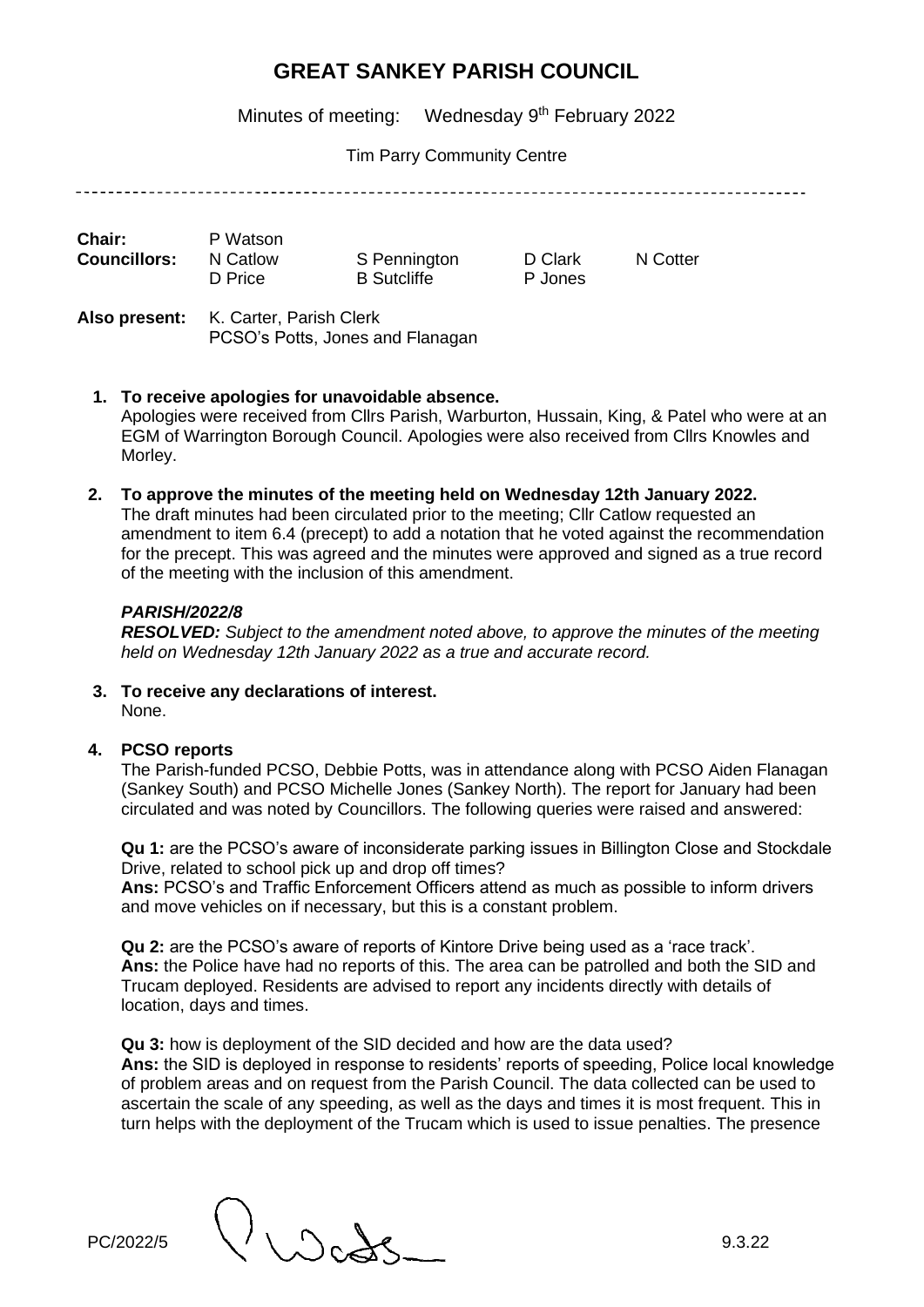# GREAT SANKEY PARISH COUNCIL

Minutes of meeting: Wednesday 9th February 2022

Tim Parry Community Centre

---

| | | | | |
|---|---|---|---|---|
| **Chair:** | P Watson | | | |
| **Councillors:** | N Catlow | S Pennington | D Clark | N Cotter |
| | D Price | B Sutcliffe | P Jones | |

**Also present:** K. Carter, Parish Clerk
PCSO's Potts, Jones and Flanagan

1. **To receive apologies for unavoidable absence.**
   Apologies were received from Cllrs Parish, Warburton, Hussain, King, & Patel who were at an EGM of Warrington Borough Council. Apologies were also received from Cllrs Knowles and Morley.

2. **To approve the minutes of the meeting held on Wednesday 12th January 2022.**
   The draft minutes had been circulated prior to the meeting; Cllr Catlow requested an amendment to item 6.4 (precept) to add a notation that he voted against the recommendation for the precept. This was agreed and the minutes were approved and signed as a true record of the meeting with the inclusion of this amendment.

   ***PARISH/2022/8***
   ***RESOLVED:*** *Subject to the amendment noted above, to approve the minutes of the meeting held on Wednesday 12th January 2022 as a true and accurate record.*

3. **To receive any declarations of interest.**
   None.

4. **PCSO reports**
   The Parish-funded PCSO, Debbie Potts, was in attendance along with PCSO Aiden Flanagan (Sankey South) and PCSO Michelle Jones (Sankey North). The report for January had been circulated and was noted by Councillors. The following queries were raised and answered:

   **Qu 1:** are the PCSO's aware of inconsiderate parking issues in Billington Close and Stockdale Drive, related to school pick up and drop off times?
   **Ans:** PCSO's and Traffic Enforcement Officers attend as much as possible to inform drivers and move vehicles on if necessary, but this is a constant problem.

   **Qu 2:** are the PCSO's aware of reports of Kintore Drive being used as a 'race track'.
   **Ans:** the Police have had no reports of this. The area can be patrolled and both the SID and Trucam deployed. Residents are advised to report any incidents directly with details of location, days and times.

   **Qu 3:** how is deployment of the SID decided and how are the data used?
   **Ans:** the SID is deployed in response to residents' reports of speeding, Police local knowledge of problem areas and on request from the Parish Council. The data collected can be used to ascertain the scale of any speeding, as well as the days and times it is most frequent. This in turn helps with the deployment of the Trucam which is used to issue penalties. The presence

PC/2022/5 9.3.22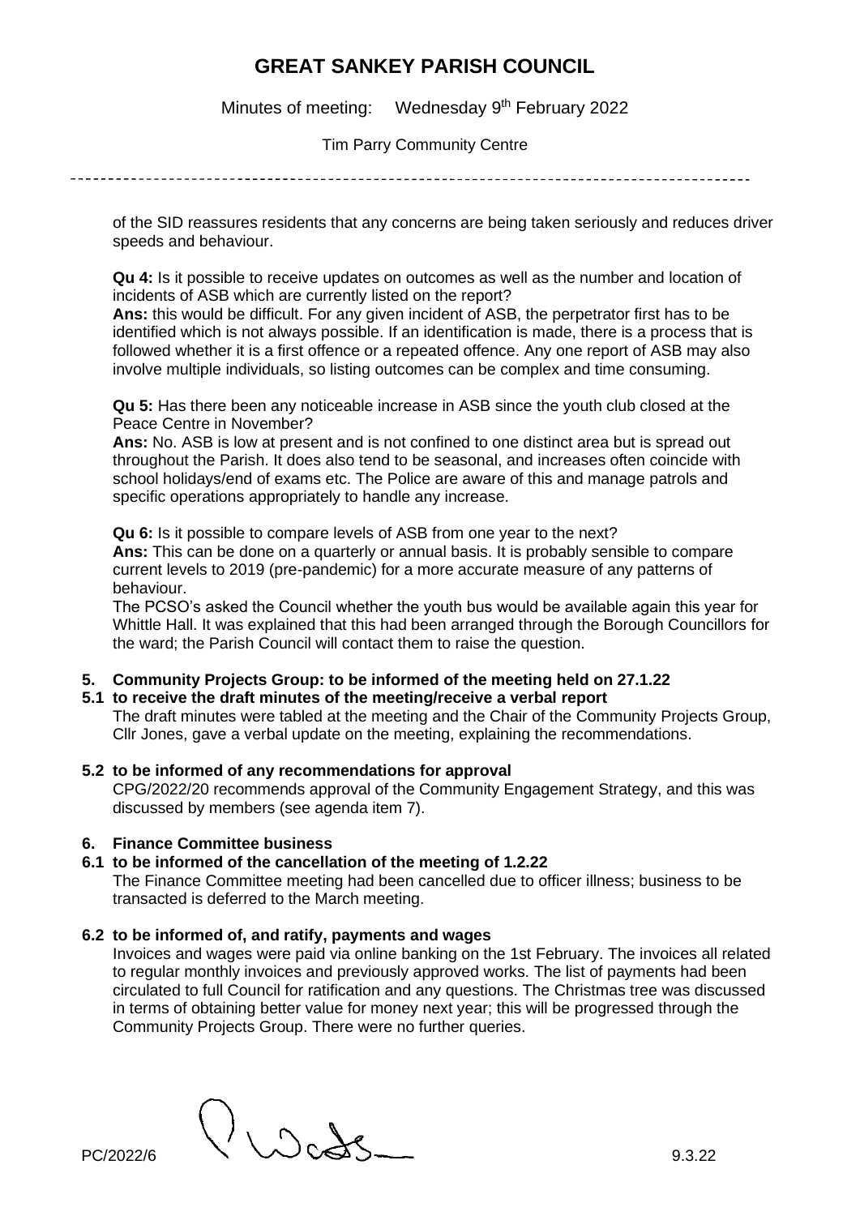of the SID reassures residents that any concerns are being taken seriously and reduces driver speeds and behaviour.

**Qu 4:** Is it possible to receive updates on outcomes as well as the number and location of incidents of ASB which are currently listed on the report?
**Ans:** this would be difficult. For any given incident of ASB, the perpetrator first has to be identified which is not always possible. If an identification is made, there is a process that is followed whether it is a first offence or a repeated offence. Any one report of ASB may also involve multiple individuals, so listing outcomes can be complex and time consuming.

**Qu 5:** Has there been any noticeable increase in ASB since the youth club closed at the Peace Centre in November?
**Ans:** No. ASB is low at present and is not confined to one distinct area but is spread out throughout the Parish. It does also tend to be seasonal, and increases often coincide with school holidays/end of exams etc. The Police are aware of this and manage patrols and specific operations appropriately to handle any increase.

**Qu 6:** Is it possible to compare levels of ASB from one year to the next?
**Ans:** This can be done on a quarterly or annual basis. It is probably sensible to compare current levels to 2019 (pre-pandemic) for a more accurate measure of any patterns of behaviour.
The PCSO's asked the Council whether the youth bus would be available again this year for Whittle Hall. It was explained that this had been arranged through the Borough Councillors for the ward; the Parish Council will contact them to raise the question.

**5. Community Projects Group: to be informed of the meeting held on 27.1.22**

**5.1 to receive the draft minutes of the meeting/receive a verbal report**
The draft minutes were tabled at the meeting and the Chair of the Community Projects Group, Cllr Jones, gave a verbal update on the meeting, explaining the recommendations.

**5.2 to be informed of any recommendations for approval**
CPG/2022/20 recommends approval of the Community Engagement Strategy, and this was discussed by members (see agenda item 7).

**6. Finance Committee business**

**6.1 to be informed of the cancellation of the meeting of 1.2.22**
The Finance Committee meeting had been cancelled due to officer illness; business to be transacted is deferred to the March meeting.

**6.2 to be informed of, and ratify, payments and wages**
Invoices and wages were paid via online banking on the 1st February. The invoices all related to regular monthly invoices and previously approved works. The list of payments had been circulated to full Council for ratification and any questions. The Christmas tree was discussed in terms of obtaining better value for money next year; this will be progressed through the Community Projects Group. There were no further queries.

PC/2022/6 9.3.22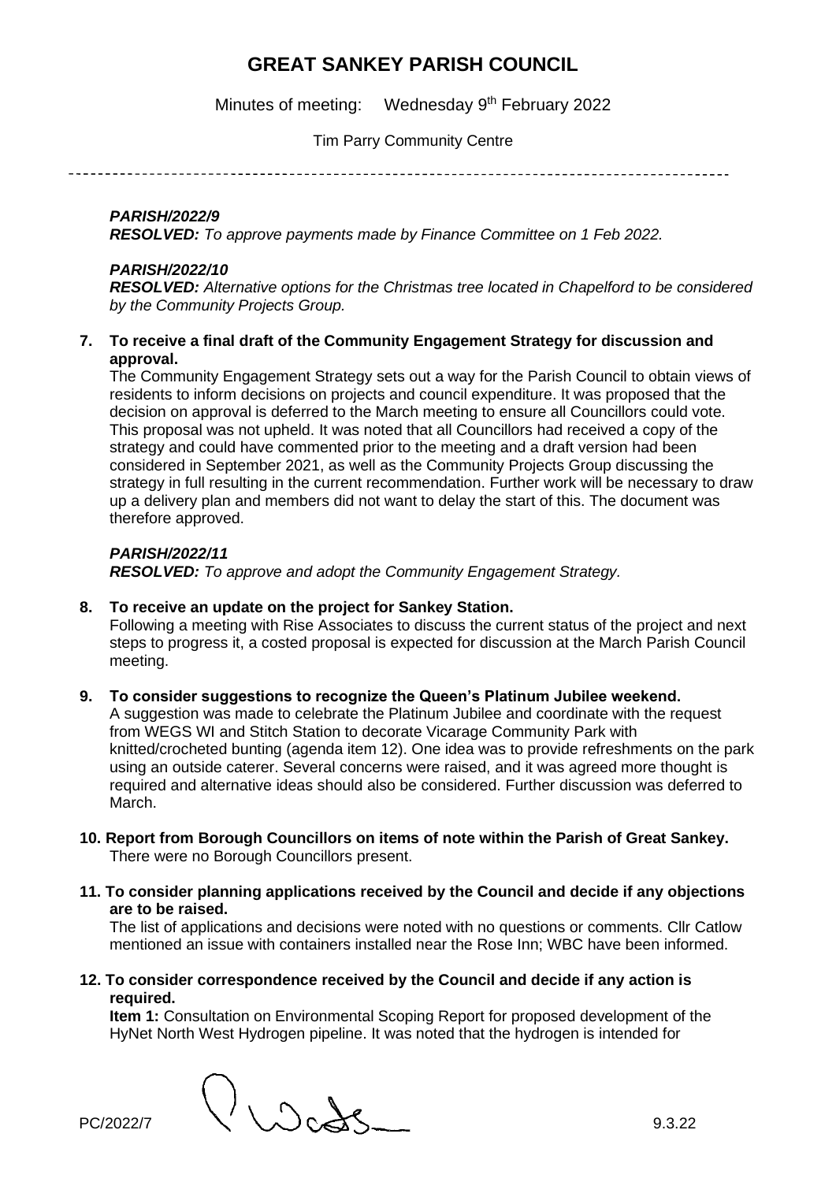# GREAT SANKEY PARISH COUNCIL

Minutes of meeting: Wednesday 9th February 2022

Tim Parry Community Centre

***PARISH/2022/9***
***RESOLVED:*** *To approve payments made by Finance Committee on 1 Feb 2022.*

***PARISH/2022/10***
***RESOLVED:*** *Alternative options for the Christmas tree located in Chapelford to be considered by the Community Projects Group.*

**7. To receive a final draft of the Community Engagement Strategy for discussion and approval.**

The Community Engagement Strategy sets out a way for the Parish Council to obtain views of residents to inform decisions on projects and council expenditure. It was proposed that the decision on approval is deferred to the March meeting to ensure all Councillors could vote. This proposal was not upheld. It was noted that all Councillors had received a copy of the strategy and could have commented prior to the meeting and a draft version had been considered in September 2021, as well as the Community Projects Group discussing the strategy in full resulting in the current recommendation. Further work will be necessary to draw up a delivery plan and members did not want to delay the start of this. The document was therefore approved.

***PARISH/2022/11***
***RESOLVED:*** *To approve and adopt the Community Engagement Strategy.*

**8. To receive an update on the project for Sankey Station.**

Following a meeting with Rise Associates to discuss the current status of the project and next steps to progress it, a costed proposal is expected for discussion at the March Parish Council meeting.

**9. To consider suggestions to recognize the Queen's Platinum Jubilee weekend.**

A suggestion was made to celebrate the Platinum Jubilee and coordinate with the request from WEGS WI and Stitch Station to decorate Vicarage Community Park with knitted/crocheted bunting (agenda item 12). One idea was to provide refreshments on the park using an outside caterer. Several concerns were raised, and it was agreed more thought is required and alternative ideas should also be considered. Further discussion was deferred to March.

**10. Report from Borough Councillors on items of note within the Parish of Great Sankey.**

There were no Borough Councillors present.

**11. To consider planning applications received by the Council and decide if any objections are to be raised.**

The list of applications and decisions were noted with no questions or comments. Cllr Catlow mentioned an issue with containers installed near the Rose Inn; WBC have been informed.

**12. To consider correspondence received by the Council and decide if any action is required.**

**Item 1:** Consultation on Environmental Scoping Report for proposed development of the HyNet North West Hydrogen pipeline. It was noted that the hydrogen is intended for

PC/2022/7 9.3.22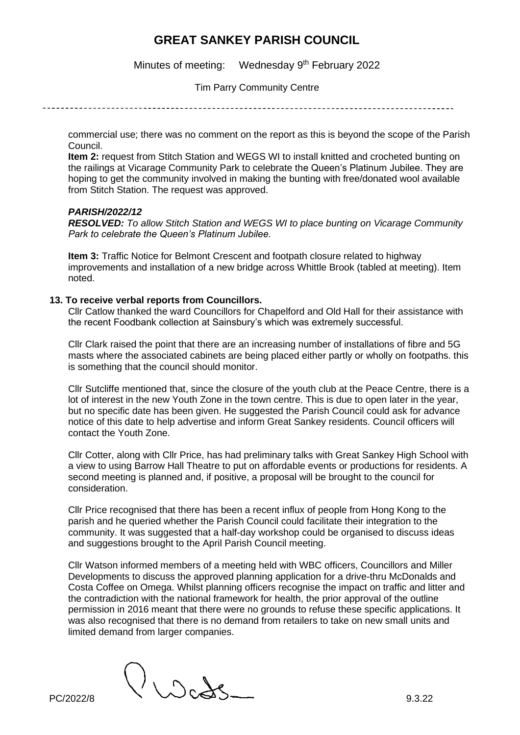commercial use; there was no comment on the report as this is beyond the scope of the Parish Council.

**Item 2:** request from Stitch Station and WEGS WI to install knitted and crocheted bunting on the railings at Vicarage Community Park to celebrate the Queen's Platinum Jubilee. They are hoping to get the community involved in making the bunting with free/donated wool available from Stitch Station. The request was approved.

***PARISH/2022/12***

***RESOLVED:*** *To allow Stitch Station and WEGS WI to place bunting on Vicarage Community Park to celebrate the Queen's Platinum Jubilee.*

**Item 3:** Traffic Notice for Belmont Crescent and footpath closure related to highway improvements and installation of a new bridge across Whittle Brook (tabled at meeting). Item noted.

**13. To receive verbal reports from Councillors.**

Cllr Catlow thanked the ward Councillors for Chapelford and Old Hall for their assistance with the recent Foodbank collection at Sainsbury's which was extremely successful.

Cllr Clark raised the point that there are an increasing number of installations of fibre and 5G masts where the associated cabinets are being placed either partly or wholly on footpaths. this is something that the council should monitor.

Cllr Sutcliffe mentioned that, since the closure of the youth club at the Peace Centre, there is a lot of interest in the new Youth Zone in the town centre. This is due to open later in the year, but no specific date has been given. He suggested the Parish Council could ask for advance notice of this date to help advertise and inform Great Sankey residents. Council officers will contact the Youth Zone.

Cllr Cotter, along with Cllr Price, has had preliminary talks with Great Sankey High School with a view to using Barrow Hall Theatre to put on affordable events or productions for residents. A second meeting is planned and, if positive, a proposal will be brought to the council for consideration.

Cllr Price recognised that there has been a recent influx of people from Hong Kong to the parish and he queried whether the Parish Council could facilitate their integration to the community. It was suggested that a half-day workshop could be organised to discuss ideas and suggestions brought to the April Parish Council meeting.

Cllr Watson informed members of a meeting held with WBC officers, Councillors and Miller Developments to discuss the approved planning application for a drive-thru McDonalds and Costa Coffee on Omega. Whilst planning officers recognise the impact on traffic and litter and the contradiction with the national framework for health, the prior approval of the outline permission in 2016 meant that there were no grounds to refuse these specific applications. It was also recognised that there is no demand from retailers to take on new small units and limited demand from larger companies.

PC/2022/8 9.3.22